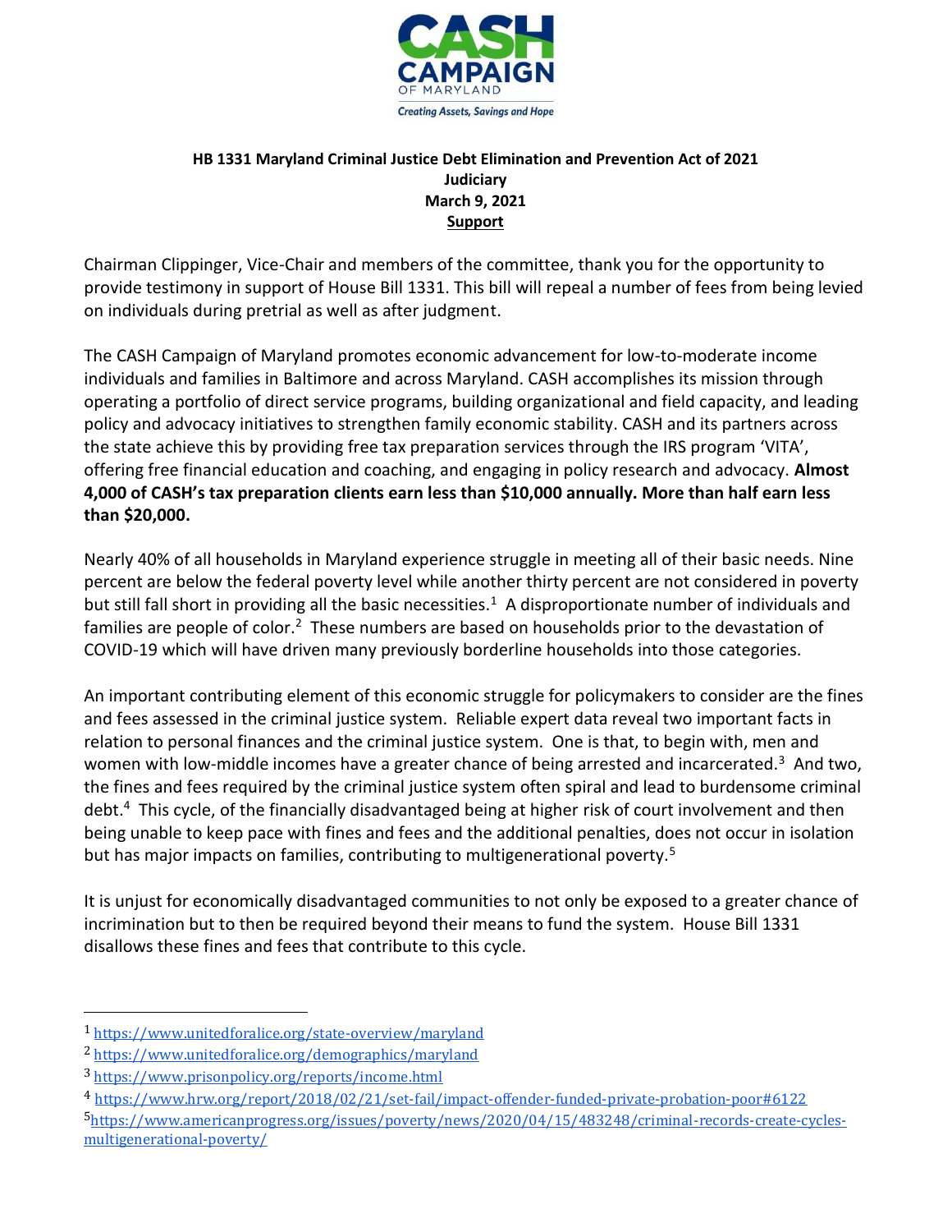**HB 1331 Maryland Criminal Justice Debt Elimination and Prevention Act of 2021**
**Judiciary**
**March 9, 2021**
**Support**

Chairman Clippinger, Vice-Chair and members of the committee, thank you for the opportunity to provide testimony in support of House Bill 1331. This bill will repeal a number of fees from being levied on individuals during pretrial as well as after judgment.

The CASH Campaign of Maryland promotes economic advancement for low-to-moderate income individuals and families in Baltimore and across Maryland. CASH accomplishes its mission through operating a portfolio of direct service programs, building organizational and field capacity, and leading policy and advocacy initiatives to strengthen family economic stability. CASH and its partners across the state achieve this by providing free tax preparation services through the IRS program 'VITA', offering free financial education and coaching, and engaging in policy research and advocacy. **Almost 4,000 of CASH's tax preparation clients earn less than $10,000 annually. More than half earn less than $20,000.**

Nearly 40% of all households in Maryland experience struggle in meeting all of their basic needs. Nine percent are below the federal poverty level while another thirty percent are not considered in poverty but still fall short in providing all the basic necessities.[1] A disproportionate number of individuals and families are people of color.[2] These numbers are based on households prior to the devastation of COVID-19 which will have driven many previously borderline households into those categories.

An important contributing element of this economic struggle for policymakers to consider are the fines and fees assessed in the criminal justice system. Reliable expert data reveal two important facts in relation to personal finances and the criminal justice system. One is that, to begin with, men and women with low-middle incomes have a greater chance of being arrested and incarcerated.[3] And two, the fines and fees required by the criminal justice system often spiral and lead to burdensome criminal debt.[4] This cycle, of the financially disadvantaged being at higher risk of court involvement and then being unable to keep pace with fines and fees and the additional penalties, does not occur in isolation but has major impacts on families, contributing to multigenerational poverty.[5]

It is unjust for economically disadvantaged communities to not only be exposed to a greater chance of incrimination but to then be required beyond their means to fund the system. House Bill 1331 disallows these fines and fees that contribute to this cycle.

---

[1] https://www.unitedforalice.org/state-overview/maryland

[2] https://www.unitedforalice.org/demographics/maryland

[3] https://www.prisonpolicy.org/reports/income.html

[4] https://www.hrw.org/report/2018/02/21/set-fail/impact-offender-funded-private-probation-poor#6122

[5] https://www.americanprogress.org/issues/poverty/news/2020/04/15/483248/criminal-records-create-cycles-multigenerational-poverty/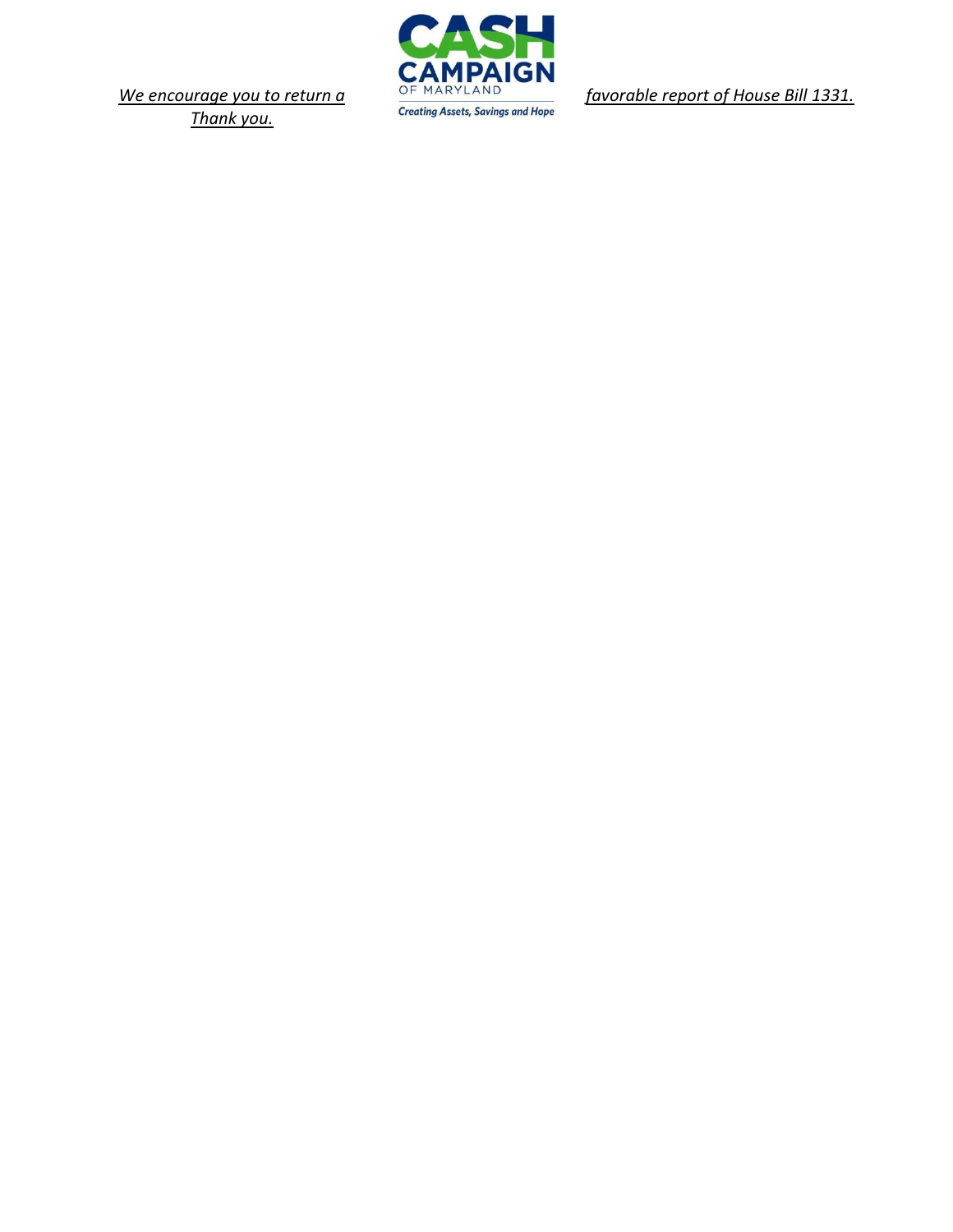*We encourage you to return a favorable report of House Bill 1331. Thank you.*